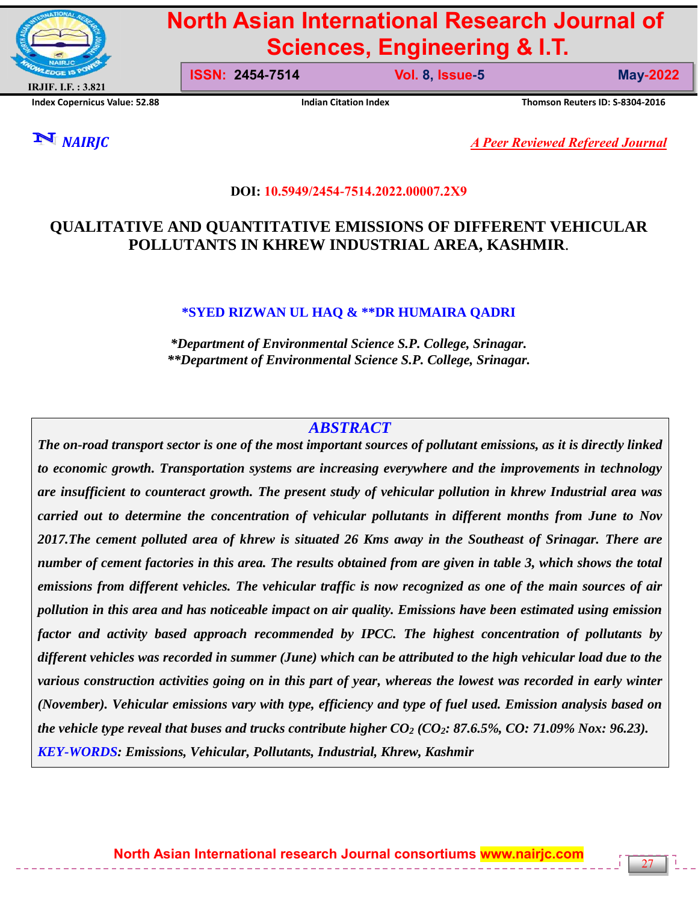**DOI: 10.5949/2454-7514.2022.00007.2X9**

# QUALITATIVE AND QUANTITATIVE EMISSIONS OF DIFFERENT VEHICULAR POLLUTANTS IN KHREW INDUSTRIAL AREA, KASHMIR.

**\*SYED RIZWAN UL HAQ & \*\*DR HUMAIRA QADRI**

*\*Department of Environmental Science S.P. College, Srinagar.*
*\*\*Department of Environmental Science S.P. College, Srinagar.*

## *ABSTRACT*

***The on-road transport sector is one of the most important sources of pollutant emissions, as it is directly linked to economic growth. Transportation systems are increasing everywhere and the improvements in technology are insufficient to counteract growth. The present study of vehicular pollution in khrew Industrial area was carried out to determine the concentration of vehicular pollutants in different months from June to Nov 2017.The cement polluted area of khrew is situated 26 Kms away in the Southeast of Srinagar. There are number of cement factories in this area. The results obtained from are given in table 3, which shows the total emissions from different vehicles. The vehicular traffic is now recognized as one of the main sources of air pollution in this area and has noticeable impact on air quality. Emissions have been estimated using emission factor and activity based approach recommended by IPCC. The highest concentration of pollutants by different vehicles was recorded in summer (June) which can be attributed to the high vehicular load due to the various construction activities going on in this part of year, whereas the lowest was recorded in early winter (November). Vehicular emissions vary with type, efficiency and type of fuel used. Emission analysis based on the vehicle type reveal that buses and trucks contribute higher $CO_2$ ($CO_2$: 87.6.5%, CO: 71.09% Nox: 96.23).***

***KEY-WORDS: Emissions, Vehicular, Pollutants, Industrial, Khrew, Kashmir***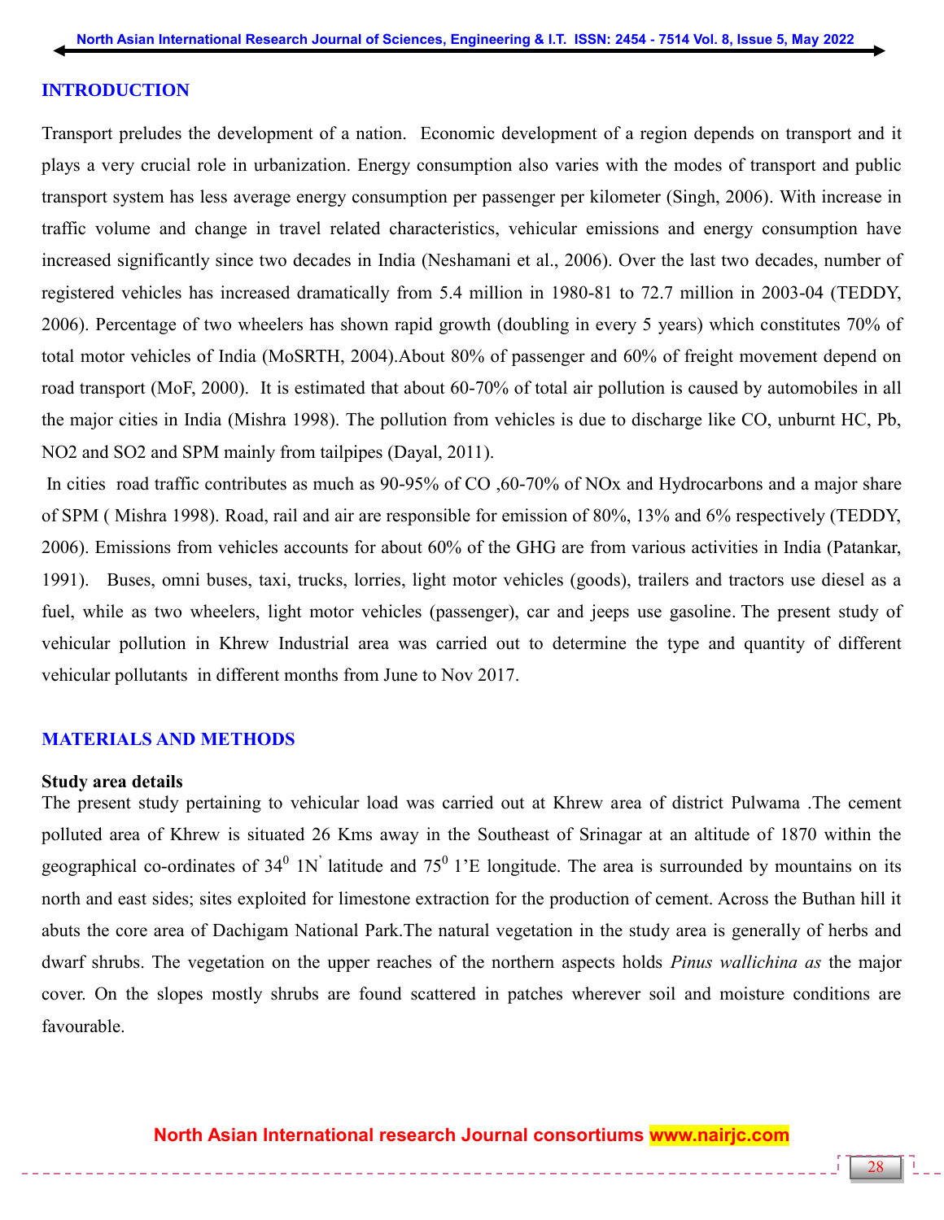## INTRODUCTION

Transport preludes the development of a nation. Economic development of a region depends on transport and it plays a very crucial role in urbanization. Energy consumption also varies with the modes of transport and public transport system has less average energy consumption per passenger per kilometer (Singh, 2006). With increase in traffic volume and change in travel related characteristics, vehicular emissions and energy consumption have increased significantly since two decades in India (Neshamani et al., 2006). Over the last two decades, number of registered vehicles has increased dramatically from 5.4 million in 1980-81 to 72.7 million in 2003-04 (TEDDY, 2006). Percentage of two wheelers has shown rapid growth (doubling in every 5 years) which constitutes 70% of total motor vehicles of India (MoSRTH, 2004).About 80% of passenger and 60% of freight movement depend on road transport (MoF, 2000). It is estimated that about 60-70% of total air pollution is caused by automobiles in all the major cities in India (Mishra 1998). The pollution from vehicles is due to discharge like CO, unburnt HC, Pb, $NO_2$ and $SO_2$ and SPM mainly from tailpipes (Dayal, 2011).

In cities road traffic contributes as much as 90-95% of CO ,60-70% of $NO_x$ and Hydrocarbons and a major share of SPM ( Mishra 1998). Road, rail and air are responsible for emission of 80%, 13% and 6% respectively (TEDDY, 2006). Emissions from vehicles accounts for about 60% of the GHG are from various activities in India (Patankar, 1991). Buses, omni buses, taxi, trucks, lorries, light motor vehicles (goods), trailers and tractors use diesel as a fuel, while as two wheelers, light motor vehicles (passenger), car and jeeps use gasoline. The present study of vehicular pollution in Khrew Industrial area was carried out to determine the type and quantity of different vehicular pollutants in different months from June to Nov 2017.

## MATERIALS AND METHODS

### Study area details

The present study pertaining to vehicular load was carried out at Khrew area of district Pulwama .The cement polluted area of Khrew is situated 26 Kms away in the Southeast of Srinagar at an altitude of 1870 within the geographical co-ordinates of $34^0$ 1N' latitude and $75^0$ 1'E longitude. The area is surrounded by mountains on its north and east sides; sites exploited for limestone extraction for the production of cement. Across the Buthan hill it abuts the core area of Dachigam National Park.The natural vegetation in the study area is generally of herbs and dwarf shrubs. The vegetation on the upper reaches of the northern aspects holds *Pinus wallichina as* the major cover. On the slopes mostly shrubs are found scattered in patches wherever soil and moisture conditions are favourable.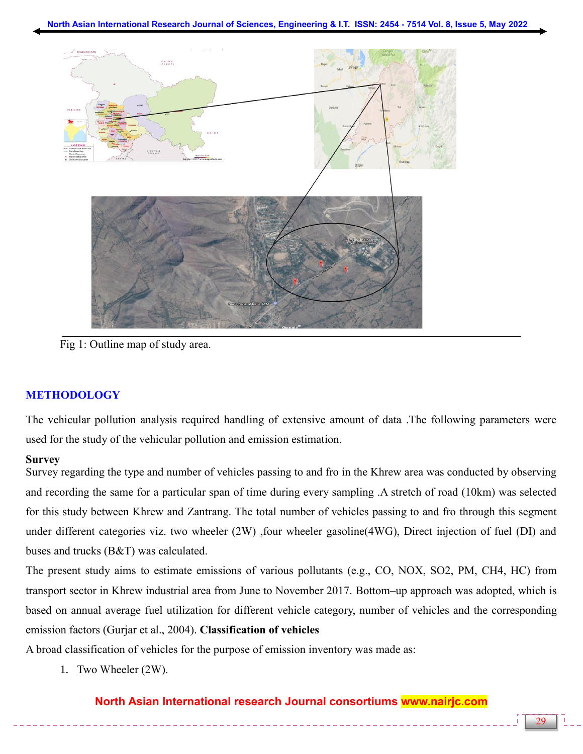Fig 1: Outline map of study area.

## METHODOLOGY

The vehicular pollution analysis required handling of extensive amount of data .The following parameters were used for the study of the vehicular pollution and emission estimation.

**Survey**

Survey regarding the type and number of vehicles passing to and fro in the Khrew area was conducted by observing and recording the same for a particular span of time during every sampling .A stretch of road (10km) was selected for this study between Khrew and Zantrang. The total number of vehicles passing to and fro through this segment under different categories viz. two wheeler (2W) ,four wheeler gasoline(4WG), Direct injection of fuel (DI) and buses and trucks (B&T) was calculated.

The present study aims to estimate emissions of various pollutants (e.g., CO, NOX, SO2, PM, CH4, HC) from transport sector in Khrew industrial area from June to November 2017. Bottom–up approach was adopted, which is based on annual average fuel utilization for different vehicle category, number of vehicles and the corresponding emission factors (Gurjar et al., 2004). **Classification of vehicles**

A broad classification of vehicles for the purpose of emission inventory was made as:

1. Two Wheeler (2W).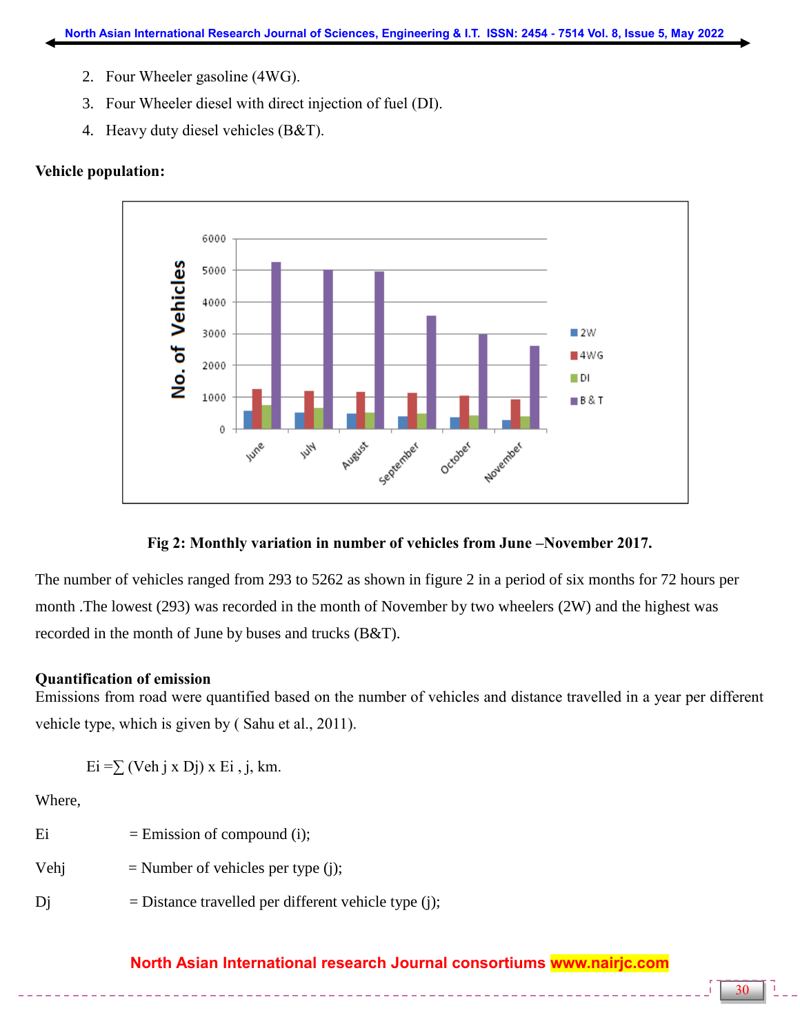2. Four Wheeler gasoline (4WG).
3. Four Wheeler diesel with direct injection of fuel (DI).
4. Heavy duty diesel vehicles (B&T).

**Vehicle population:**

No. of Vehicles

6000
5000
4000
3000
2000
1000
0

June
July
August
September
October
November

2W
4WG
DI
B & T

**Fig 2: Monthly variation in number of vehicles from June –November 2017.**

The number of vehicles ranged from 293 to 5262 as shown in figure 2 in a period of six months for 72 hours per month .The lowest (293) was recorded in the month of November by two wheelers (2W) and the highest was recorded in the month of June by buses and trucks (B&T).

**Quantification of emission**

Emissions from road were quantified based on the number of vehicles and distance travelled in a year per different vehicle type, which is given by ( Sahu et al., 2011).

$$E_i = \sum (Veh_j \times D_j) \times E_{i,j,km}$$

Where,

$E_i$ = Emission of compound (i);

$Veh_j$ = Number of vehicles per type (j);

$D_j$ = Distance travelled per different vehicle type (j);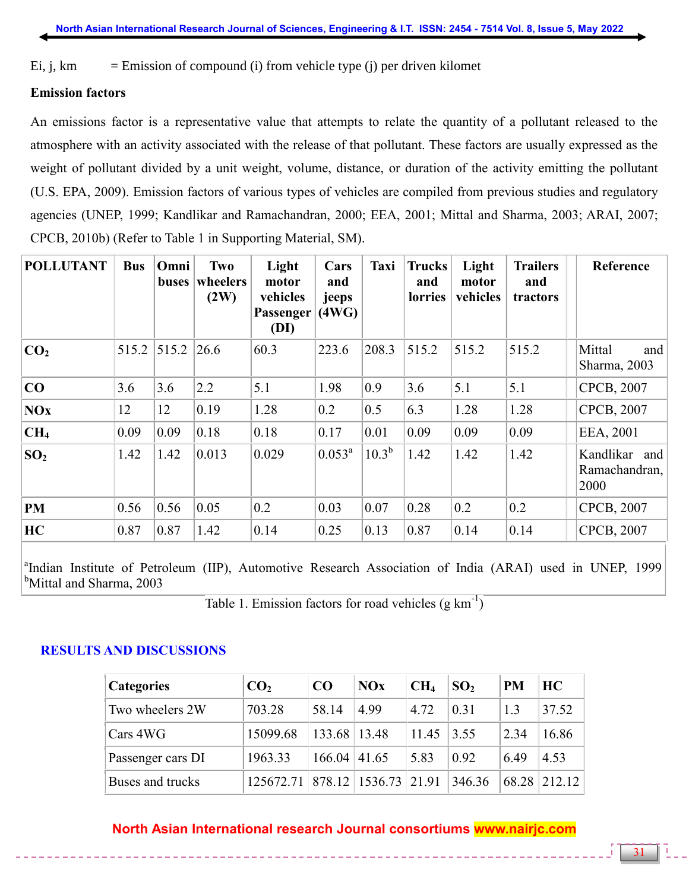$E_{i, j, km}$ = Emission of compound (i) from vehicle type (j) per driven kilomet

**Emission factors**

An emissions factor is a representative value that attempts to relate the quantity of a pollutant released to the atmosphere with an activity associated with the release of that pollutant. These factors are usually expressed as the weight of pollutant divided by a unit weight, volume, distance, or duration of the activity emitting the pollutant (U.S. EPA, 2009). Emission factors of various types of vehicles are compiled from previous studies and regulatory agencies (UNEP, 1999; Kandlikar and Ramachandran, 2000; EEA, 2001; Mittal and Sharma, 2003; ARAI, 2007; CPCB, 2010b) (Refer to Table 1 in Supporting Material, SM).

| POLLUTANT | Bus | Omni buses | Two wheelers (2W) | Light motor vehicles Passenger (DI) | Cars and jeeps (4WG) | Taxi | Trucks and lorries | Light motor vehicles | Trailers and tractors | Reference |
|---|---|---|---|---|---|---|---|---|---|---|
| $CO_2$ | 515.2 | 515.2 | 26.6 | 60.3 | 223.6 | 208.3 | 515.2 | 515.2 | 515.2 | Mittal and Sharma, 2003 |
| CO | 3.6 | 3.6 | 2.2 | 5.1 | 1.98 | 0.9 | 3.6 | 5.1 | 5.1 | CPCB, 2007 |
| NOx | 12 | 12 | 0.19 | 1.28 | 0.2 | 0.5 | 6.3 | 1.28 | 1.28 | CPCB, 2007 |
| $CH_4$ | 0.09 | 0.09 | 0.18 | 0.18 | 0.17 | 0.01 | 0.09 | 0.09 | 0.09 | EEA, 2001 |
| $SO_2$ | 1.42 | 1.42 | 0.013 | 0.029 | 0.053[a] | 10.3[b] | 1.42 | 1.42 | 1.42 | Kandlikar and Ramachandran, 2000 |
| PM | 0.56 | 0.56 | 0.05 | 0.2 | 0.03 | 0.07 | 0.28 | 0.2 | 0.2 | CPCB, 2007 |
| HC | 0.87 | 0.87 | 1.42 | 0.14 | 0.25 | 0.13 | 0.87 | 0.14 | 0.14 | CPCB, 2007 |

[a]Indian Institute of Petroleum (IIP), Automotive Research Association of India (ARAI) used in UNEP, 1999
[b]Mittal and Sharma, 2003

Table 1. Emission factors for road vehicles (g $km^{-1}$)

## RESULTS AND DISCUSSIONS

| Categories | $CO_2$ | CO | NOx | $CH_4$ | $SO_2$ | PM | HC |
|---|---|---|---|---|---|---|---|
| Two wheelers 2W | 703.28 | 58.14 | 4.99 | 4.72 | 0.31 | 1.3 | 37.52 |
| Cars 4WG | 15099.68 | 133.68 | 13.48 | 11.45 | 3.55 | 2.34 | 16.86 |
| Passenger cars DI | 1963.33 | 166.04 | 41.65 | 5.83 | 0.92 | 6.49 | 4.53 |
| Buses and trucks | 125672.71 | 878.12 | 1536.73 | 21.91 | 346.36 | 68.28 | 212.12 |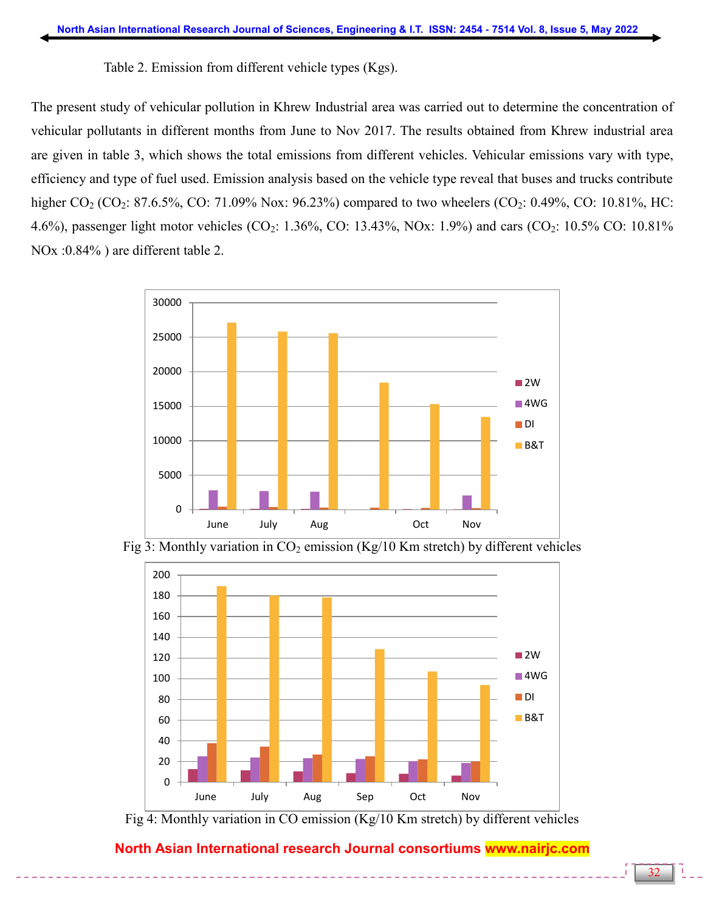Table 2. Emission from different vehicle types (Kgs).

The present study of vehicular pollution in Khrew Industrial area was carried out to determine the concentration of vehicular pollutants in different months from June to Nov 2017. The results obtained from Khrew industrial area are given in table 3, which shows the total emissions from different vehicles. Vehicular emissions vary with type, efficiency and type of fuel used. Emission analysis based on the vehicle type reveal that buses and trucks contribute higher $CO_2$ ($CO_2$: 87.6.5%, CO: 71.09% Nox: 96.23%) compared to two wheelers ($CO_2$: 0.49%, CO: 10.81%, HC: 4.6%), passenger light motor vehicles ($CO_2$: 1.36%, CO: 13.43%, NOx: 1.9%) and cars ($CO_2$: 10.5% CO: 10.81% NOx :0.84% ) are different table 2.

30000
25000
20000
15000
10000
5000
0
June
July
Aug
Oct
Nov
2W
4WG
DI
B&T

Fig 3: Monthly variation in $CO_2$ emission (Kg/10 Km stretch) by different vehicles

200
180
160
140
120
100
80
60
40
20
0
June
July
Aug
Sep
Oct
Nov
2W
4WG
DI
B&T

Fig 4: Monthly variation in CO emission (Kg/10 Km stretch) by different vehicles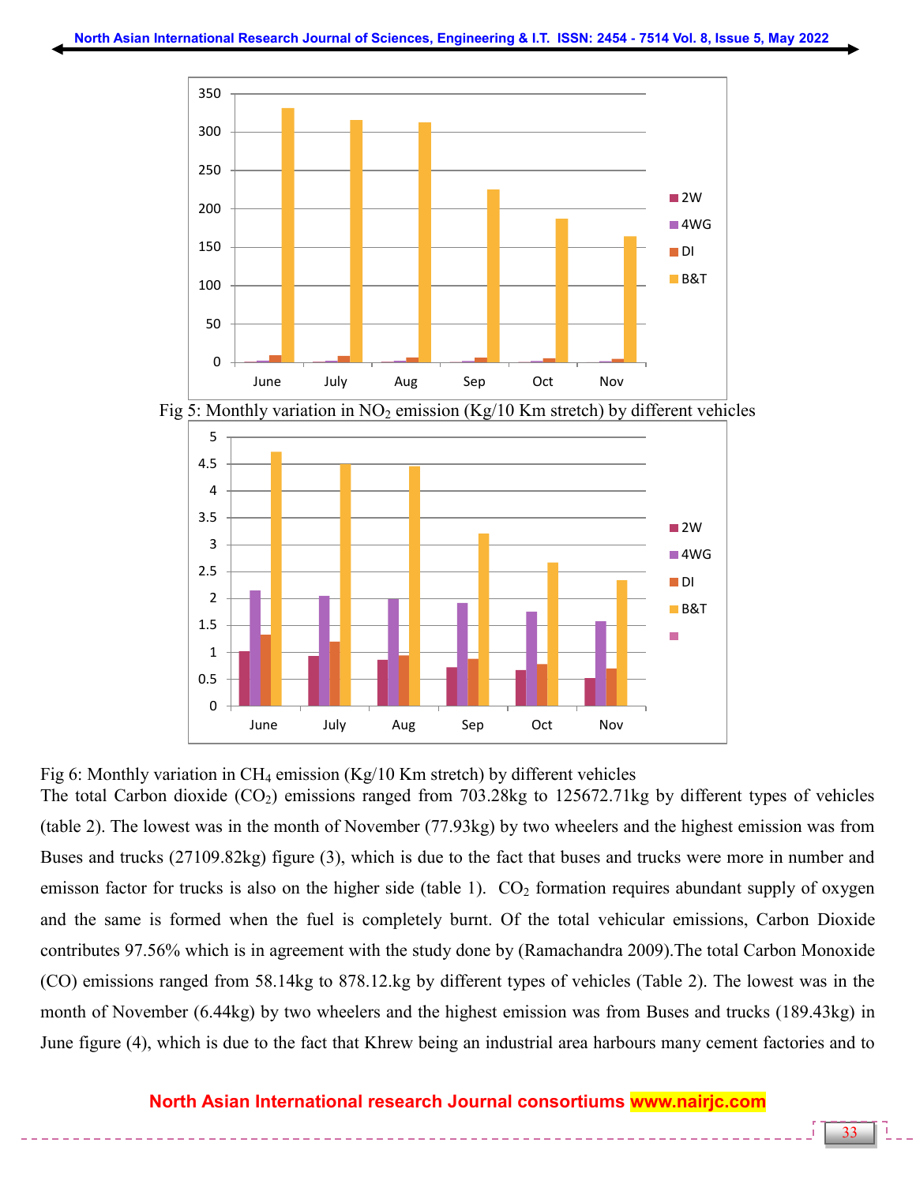350
300
250
200
150
100
50
0

June July Aug Sep Oct Nov

2W
4WG
DI
B&T

Fig 5: Monthly variation in $NO_2$ emission (Kg/10 Km stretch) by different vehicles

5
4.5
4
3.5
3
2.5
2
1.5
1
0.5
0

June July Aug Sep Oct Nov

2W
4WG
DI
B&T

Fig 6: Monthly variation in $CH_4$ emission (Kg/10 Km stretch) by different vehicles

The total Carbon dioxide ($CO_2$) emissions ranged from 703.28kg to 125672.71kg by different types of vehicles (table 2). The lowest was in the month of November (77.93kg) by two wheelers and the highest emission was from Buses and trucks (27109.82kg) figure (3), which is due to the fact that buses and trucks were more in number and emisson factor for trucks is also on the higher side (table 1). $CO_2$ formation requires abundant supply of oxygen and the same is formed when the fuel is completely burnt. Of the total vehicular emissions, Carbon Dioxide contributes 97.56% which is in agreement with the study done by (Ramachandra 2009).The total Carbon Monoxide (CO) emissions ranged from 58.14kg to 878.12.kg by different types of vehicles (Table 2). The lowest was in the month of November (6.44kg) by two wheelers and the highest emission was from Buses and trucks (189.43kg) in June figure (4), which is due to the fact that Khrew being an industrial area harbours many cement factories and to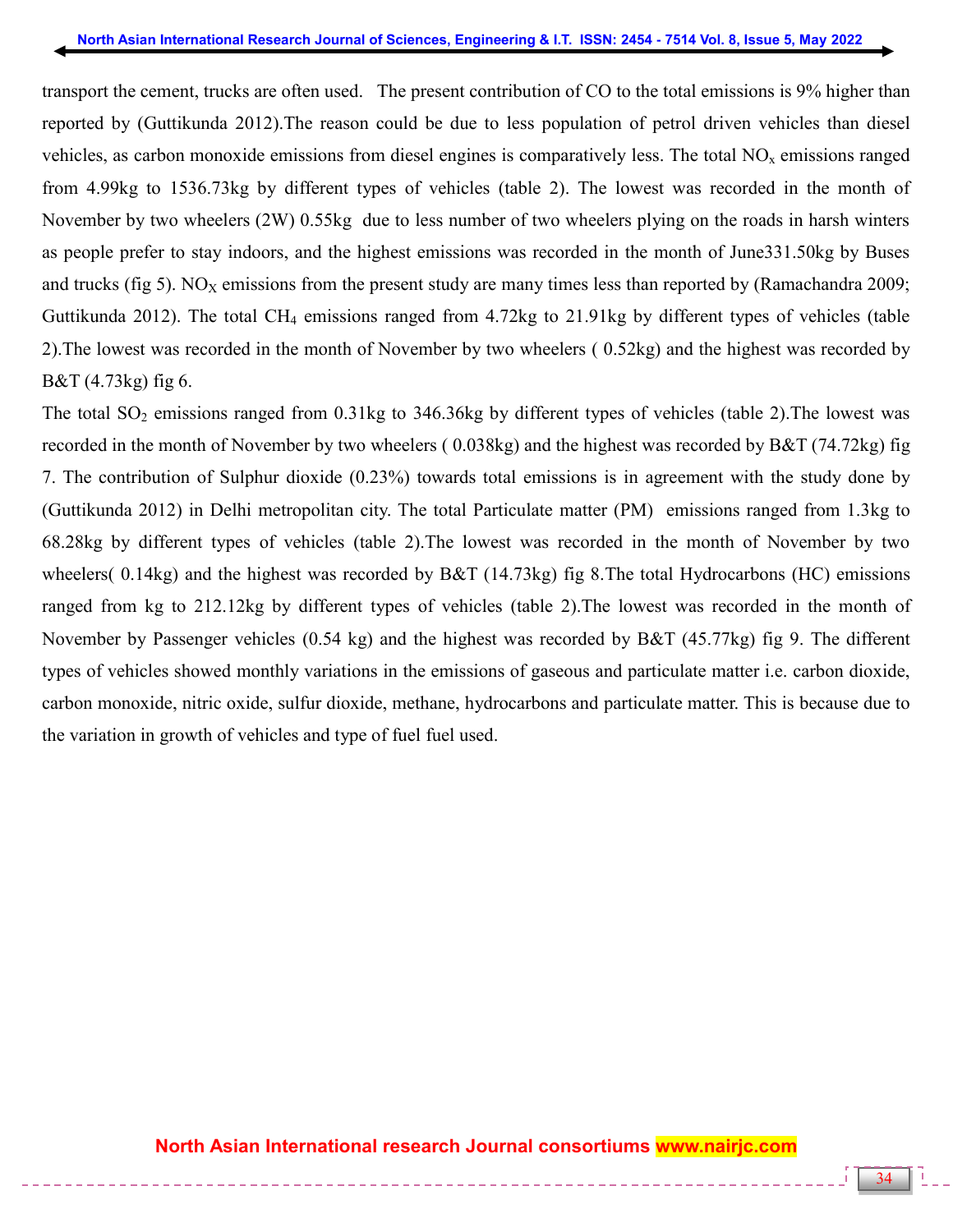transport the cement, trucks are often used. The present contribution of CO to the total emissions is 9% higher than reported by (Guttikunda 2012).The reason could be due to less population of petrol driven vehicles than diesel vehicles, as carbon monoxide emissions from diesel engines is comparatively less. The total $NO_x$ emissions ranged from 4.99kg to 1536.73kg by different types of vehicles (table 2). The lowest was recorded in the month of November by two wheelers (2W) 0.55kg due to less number of two wheelers plying on the roads in harsh winters as people prefer to stay indoors, and the highest emissions was recorded in the month of June331.50kg by Buses and trucks (fig 5). $NO_X$ emissions from the present study are many times less than reported by (Ramachandra 2009; Guttikunda 2012). The total $CH_4$ emissions ranged from 4.72kg to 21.91kg by different types of vehicles (table 2).The lowest was recorded in the month of November by two wheelers ( 0.52kg) and the highest was recorded by B&T (4.73kg) fig 6.

The total $SO_2$ emissions ranged from 0.31kg to 346.36kg by different types of vehicles (table 2).The lowest was recorded in the month of November by two wheelers ( 0.038kg) and the highest was recorded by B&T (74.72kg) fig 7. The contribution of Sulphur dioxide (0.23%) towards total emissions is in agreement with the study done by (Guttikunda 2012) in Delhi metropolitan city. The total Particulate matter (PM) emissions ranged from 1.3kg to 68.28kg by different types of vehicles (table 2).The lowest was recorded in the month of November by two wheelers( 0.14kg) and the highest was recorded by B&T (14.73kg) fig 8.The total Hydrocarbons (HC) emissions ranged from kg to 212.12kg by different types of vehicles (table 2).The lowest was recorded in the month of November by Passenger vehicles (0.54 kg) and the highest was recorded by B&T (45.77kg) fig 9. The different types of vehicles showed monthly variations in the emissions of gaseous and particulate matter i.e. carbon dioxide, carbon monoxide, nitric oxide, sulfur dioxide, methane, hydrocarbons and particulate matter. This is because due to the variation in growth of vehicles and type of fuel fuel used.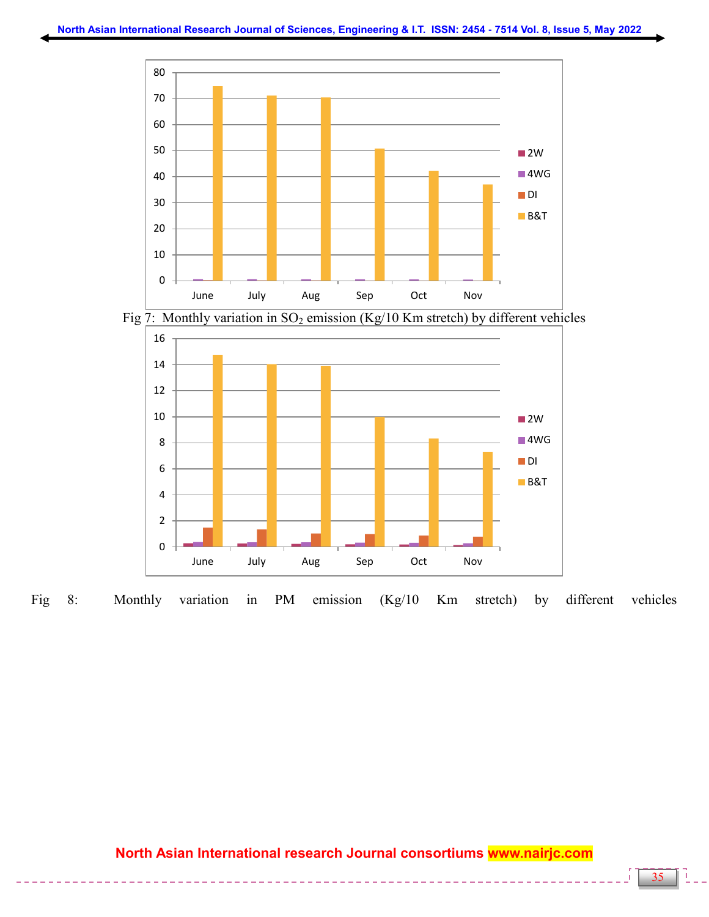Fig 7: Monthly variation in $SO_2$ emission (Kg/10 Km stretch) by different vehicles

Fig 8: Monthly variation in PM emission (Kg/10 Km stretch) by different vehicles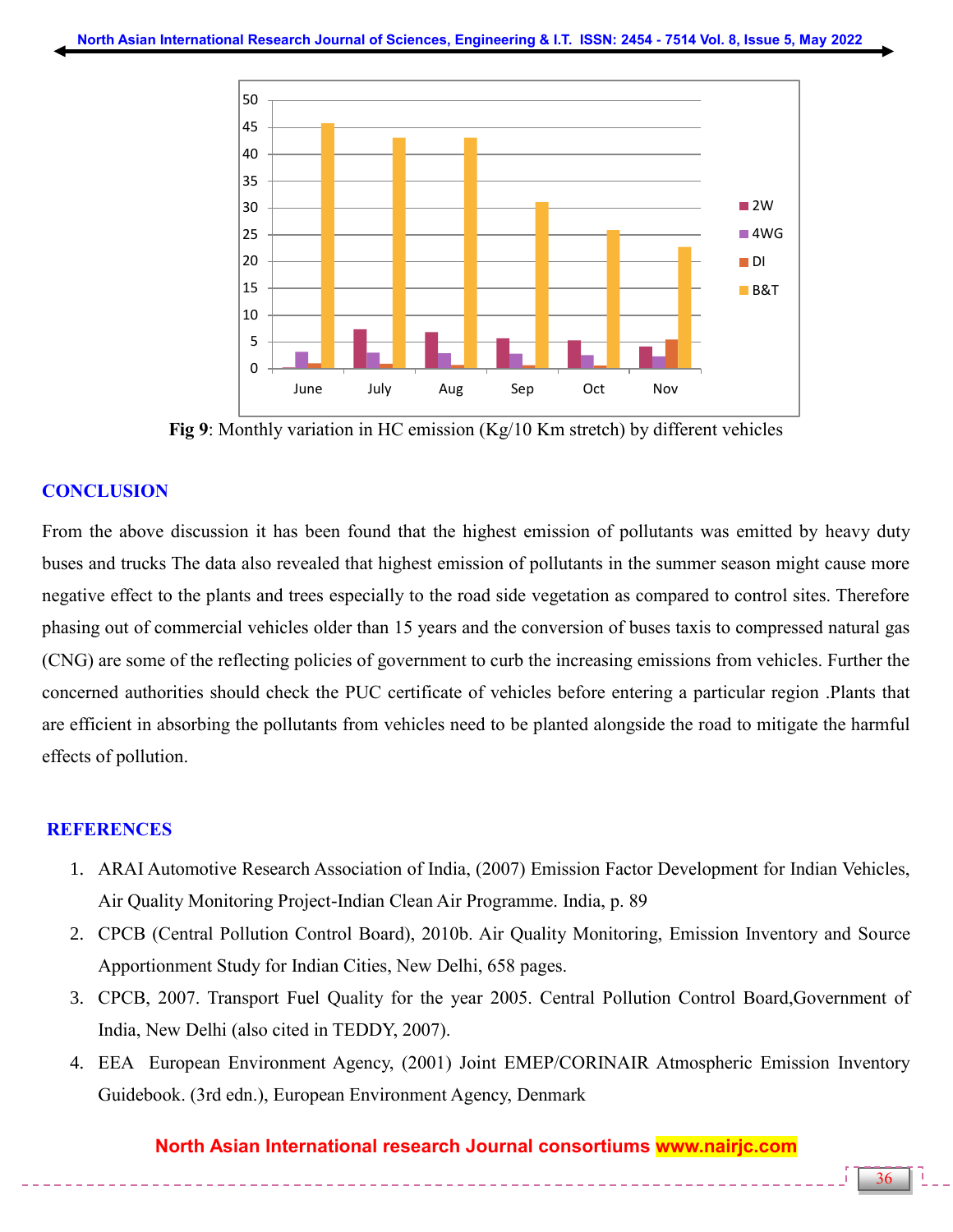50
45
40
35
30
25
20
15
10
5
0

June July Aug Sep Oct Nov

2W
4WG
DI
B&T

**Fig 9**: Monthly variation in HC emission (Kg/10 Km stretch) by different vehicles

## CONCLUSION

From the above discussion it has been found that the highest emission of pollutants was emitted by heavy duty buses and trucks The data also revealed that highest emission of pollutants in the summer season might cause more negative effect to the plants and trees especially to the road side vegetation as compared to control sites. Therefore phasing out of commercial vehicles older than 15 years and the conversion of buses taxis to compressed natural gas (CNG) are some of the reflecting policies of government to curb the increasing emissions from vehicles. Further the concerned authorities should check the PUC certificate of vehicles before entering a particular region .Plants that are efficient in absorbing the pollutants from vehicles need to be planted alongside the road to mitigate the harmful effects of pollution.

## REFERENCES

1. ARAI Automotive Research Association of India, (2007) Emission Factor Development for Indian Vehicles, Air Quality Monitoring Project-Indian Clean Air Programme. India, p. 89
2. CPCB (Central Pollution Control Board), 2010b. Air Quality Monitoring, Emission Inventory and Source Apportionment Study for Indian Cities, New Delhi, 658 pages.
3. CPCB, 2007. Transport Fuel Quality for the year 2005. Central Pollution Control Board,Government of India, New Delhi (also cited in TEDDY, 2007).
4. EEA European Environment Agency, (2001) Joint EMEP/CORINAIR Atmospheric Emission Inventory Guidebook. (3rd edn.), European Environment Agency, Denmark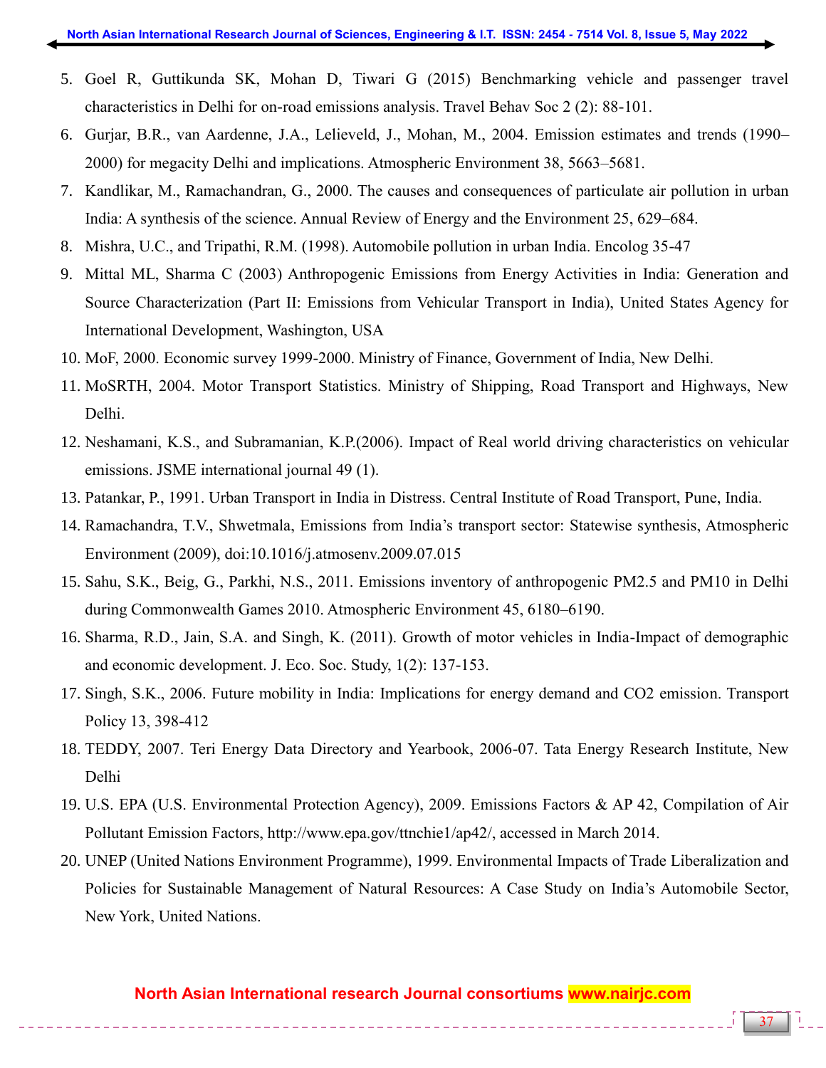5. Goel R, Guttikunda SK, Mohan D, Tiwari G (2015) Benchmarking vehicle and passenger travel characteristics in Delhi for on-road emissions analysis. Travel Behav Soc 2 (2): 88-101.
6. Gurjar, B.R., van Aardenne, J.A., Lelieveld, J., Mohan, M., 2004. Emission estimates and trends (1990–2000) for megacity Delhi and implications. Atmospheric Environment 38, 5663–5681.
7. Kandlikar, M., Ramachandran, G., 2000. The causes and consequences of particulate air pollution in urban India: A synthesis of the science. Annual Review of Energy and the Environment 25, 629–684.
8. Mishra, U.C., and Tripathi, R.M. (1998). Automobile pollution in urban India. Encolog 35-47
9. Mittal ML, Sharma C (2003) Anthropogenic Emissions from Energy Activities in India: Generation and Source Characterization (Part II: Emissions from Vehicular Transport in India), United States Agency for International Development, Washington, USA
10. MoF, 2000. Economic survey 1999-2000. Ministry of Finance, Government of India, New Delhi.
11. MoSRTH, 2004. Motor Transport Statistics. Ministry of Shipping, Road Transport and Highways, New Delhi.
12. Neshamani, K.S., and Subramanian, K.P.(2006). Impact of Real world driving characteristics on vehicular emissions. JSME international journal 49 (1).
13. Patankar, P., 1991. Urban Transport in India in Distress. Central Institute of Road Transport, Pune, India.
14. Ramachandra, T.V., Shwetmala, Emissions from India's transport sector: Statewise synthesis, Atmospheric Environment (2009), doi:10.1016/j.atmosenv.2009.07.015
15. Sahu, S.K., Beig, G., Parkhi, N.S., 2011. Emissions inventory of anthropogenic PM2.5 and PM10 in Delhi during Commonwealth Games 2010. Atmospheric Environment 45, 6180–6190.
16. Sharma, R.D., Jain, S.A. and Singh, K. (2011). Growth of motor vehicles in India-Impact of demographic and economic development. J. Eco. Soc. Study, 1(2): 137-153.
17. Singh, S.K., 2006. Future mobility in India: Implications for energy demand and CO2 emission. Transport Policy 13, 398-412
18. TEDDY, 2007. Teri Energy Data Directory and Yearbook, 2006-07. Tata Energy Research Institute, New Delhi
19. U.S. EPA (U.S. Environmental Protection Agency), 2009. Emissions Factors & AP 42, Compilation of Air Pollutant Emission Factors, http://www.epa.gov/ttnchie1/ap42/, accessed in March 2014.
20. UNEP (United Nations Environment Programme), 1999. Environmental Impacts of Trade Liberalization and Policies for Sustainable Management of Natural Resources: A Case Study on India's Automobile Sector, New York, United Nations.